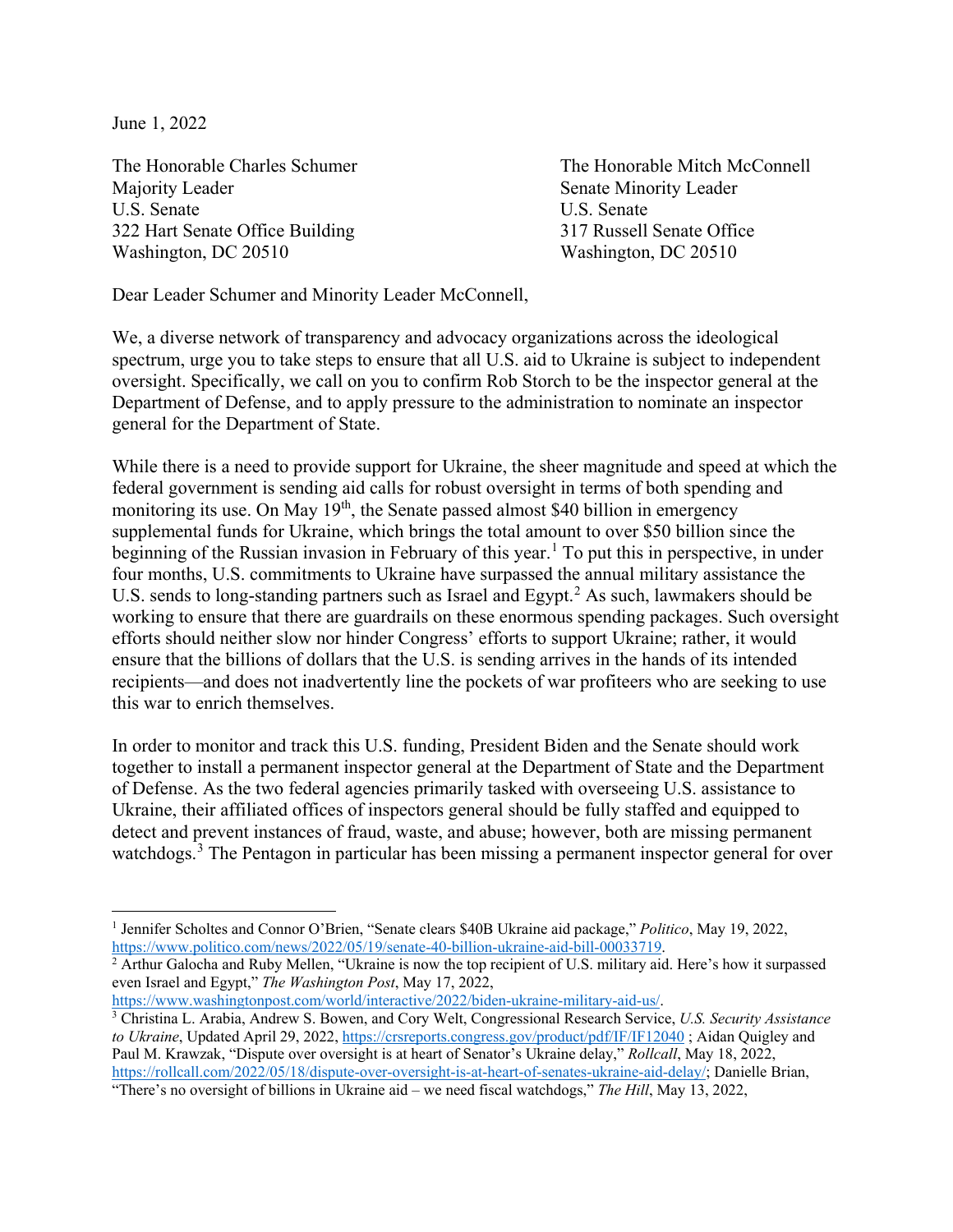June 1, 2022

The Honorable Charles Schumer
Majority Leader
U.S. Senate
322 Hart Senate Office Building
Washington, DC 20510

The Honorable Mitch McConnell
Senate Minority Leader
U.S. Senate
317 Russell Senate Office
Washington, DC 20510

Dear Leader Schumer and Minority Leader McConnell,

We, a diverse network of transparency and advocacy organizations across the ideological spectrum, urge you to take steps to ensure that all U.S. aid to Ukraine is subject to independent oversight. Specifically, we call on you to confirm Rob Storch to be the inspector general at the Department of Defense, and to apply pressure to the administration to nominate an inspector general for the Department of State.

While there is a need to provide support for Ukraine, the sheer magnitude and speed at which the federal government is sending aid calls for robust oversight in terms of both spending and monitoring its use. On May 19th, the Senate passed almost $40 billion in emergency supplemental funds for Ukraine, which brings the total amount to over $50 billion since the beginning of the Russian invasion in February of this year.[1] To put this in perspective, in under four months, U.S. commitments to Ukraine have surpassed the annual military assistance the U.S. sends to long-standing partners such as Israel and Egypt.[2] As such, lawmakers should be working to ensure that there are guardrails on these enormous spending packages. Such oversight efforts should neither slow nor hinder Congress' efforts to support Ukraine; rather, it would ensure that the billions of dollars that the U.S. is sending arrives in the hands of its intended recipients—and does not inadvertently line the pockets of war profiteers who are seeking to use this war to enrich themselves.

In order to monitor and track this U.S. funding, President Biden and the Senate should work together to install a permanent inspector general at the Department of State and the Department of Defense. As the two federal agencies primarily tasked with overseeing U.S. assistance to Ukraine, their affiliated offices of inspectors general should be fully staffed and equipped to detect and prevent instances of fraud, waste, and abuse; however, both are missing permanent watchdogs.[3] The Pentagon in particular has been missing a permanent inspector general for over

---

[1] Jennifer Scholtes and Connor O'Brien, "Senate clears $40B Ukraine aid package," *Politico*, May 19, 2022, https://www.politico.com/news/2022/05/19/senate-40-billion-ukraine-aid-bill-00033719.

[2] Arthur Galocha and Ruby Mellen, "Ukraine is now the top recipient of U.S. military aid. Here's how it surpassed even Israel and Egypt," *The Washington Post*, May 17, 2022, https://www.washingtonpost.com/world/interactive/2022/biden-ukraine-military-aid-us/.

[3] Christina L. Arabia, Andrew S. Bowen, and Cory Welt, Congressional Research Service, *U.S. Security Assistance to Ukraine*, Updated April 29, 2022, https://crsreports.congress.gov/product/pdf/IF/IF12040 ; Aidan Quigley and Paul M. Krawzak, "Dispute over oversight is at heart of Senator's Ukraine delay," *Rollcall*, May 18, 2022, https://rollcall.com/2022/05/18/dispute-over-oversight-is-at-heart-of-senates-ukraine-aid-delay/; Danielle Brian, "There's no oversight of billions in Ukraine aid – we need fiscal watchdogs," *The Hill*, May 13, 2022,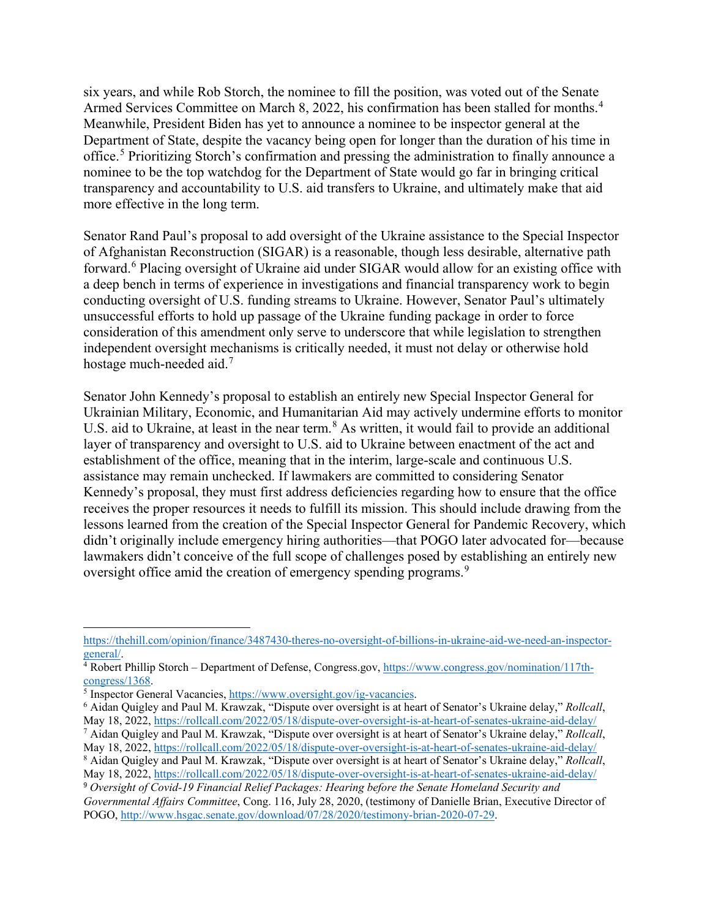six years, and while Rob Storch, the nominee to fill the position, was voted out of the Senate Armed Services Committee on March 8, 2022, his confirmation has been stalled for months.[4] Meanwhile, President Biden has yet to announce a nominee to be inspector general at the Department of State, despite the vacancy being open for longer than the duration of his time in office.[5] Prioritizing Storch's confirmation and pressing the administration to finally announce a nominee to be the top watchdog for the Department of State would go far in bringing critical transparency and accountability to U.S. aid transfers to Ukraine, and ultimately make that aid more effective in the long term.

Senator Rand Paul's proposal to add oversight of the Ukraine assistance to the Special Inspector of Afghanistan Reconstruction (SIGAR) is a reasonable, though less desirable, alternative path forward.[6] Placing oversight of Ukraine aid under SIGAR would allow for an existing office with a deep bench in terms of experience in investigations and financial transparency work to begin conducting oversight of U.S. funding streams to Ukraine. However, Senator Paul's ultimately unsuccessful efforts to hold up passage of the Ukraine funding package in order to force consideration of this amendment only serve to underscore that while legislation to strengthen independent oversight mechanisms is critically needed, it must not delay or otherwise hold hostage much-needed aid.[7]

Senator John Kennedy's proposal to establish an entirely new Special Inspector General for Ukrainian Military, Economic, and Humanitarian Aid may actively undermine efforts to monitor U.S. aid to Ukraine, at least in the near term.[8] As written, it would fail to provide an additional layer of transparency and oversight to U.S. aid to Ukraine between enactment of the act and establishment of the office, meaning that in the interim, large-scale and continuous U.S. assistance may remain unchecked. If lawmakers are committed to considering Senator Kennedy's proposal, they must first address deficiencies regarding how to ensure that the office receives the proper resources it needs to fulfill its mission. This should include drawing from the lessons learned from the creation of the Special Inspector General for Pandemic Recovery, which didn't originally include emergency hiring authorities—that POGO later advocated for—because lawmakers didn't conceive of the full scope of challenges posed by establishing an entirely new oversight office amid the creation of emergency spending programs.[9]

---

https://thehill.com/opinion/finance/3487430-theres-no-oversight-of-billions-in-ukraine-aid-we-need-an-inspector-general/.

[4] Robert Phillip Storch – Department of Defense, Congress.gov, https://www.congress.gov/nomination/117th-congress/1368.

[5] Inspector General Vacancies, https://www.oversight.gov/ig-vacancies.

[6] Aidan Quigley and Paul M. Krawzak, "Dispute over oversight is at heart of Senator's Ukraine delay," *Rollcall*, May 18, 2022, https://rollcall.com/2022/05/18/dispute-over-oversight-is-at-heart-of-senates-ukraine-aid-delay/

[7] Aidan Quigley and Paul M. Krawzak, "Dispute over oversight is at heart of Senator's Ukraine delay," *Rollcall*, May 18, 2022, https://rollcall.com/2022/05/18/dispute-over-oversight-is-at-heart-of-senates-ukraine-aid-delay/

[8] Aidan Quigley and Paul M. Krawzak, "Dispute over oversight is at heart of Senator's Ukraine delay," *Rollcall*, May 18, 2022, https://rollcall.com/2022/05/18/dispute-over-oversight-is-at-heart-of-senates-ukraine-aid-delay/

[9] *Oversight of Covid-19 Financial Relief Packages: Hearing before the Senate Homeland Security and Governmental Affairs Committee*, Cong. 116, July 28, 2020, (testimony of Danielle Brian, Executive Director of POGO, http://www.hsgac.senate.gov/download/07/28/2020/testimony-brian-2020-07-29.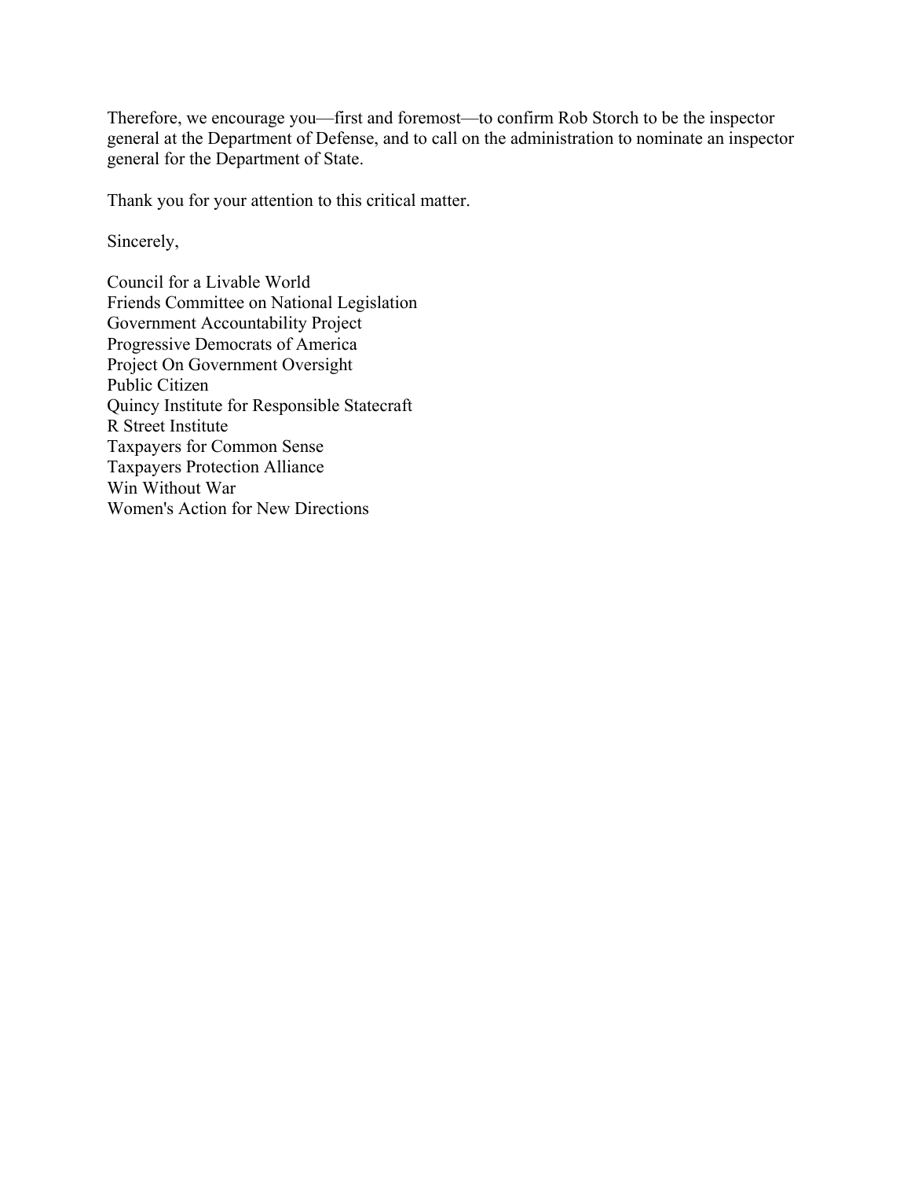Therefore, we encourage you—first and foremost—to confirm Rob Storch to be the inspector general at the Department of Defense, and to call on the administration to nominate an inspector general for the Department of State.

Thank you for your attention to this critical matter.

Sincerely,

Council for a Livable World
Friends Committee on National Legislation
Government Accountability Project
Progressive Democrats of America
Project On Government Oversight
Public Citizen
Quincy Institute for Responsible Statecraft
R Street Institute
Taxpayers for Common Sense
Taxpayers Protection Alliance
Win Without War
Women's Action for New Directions